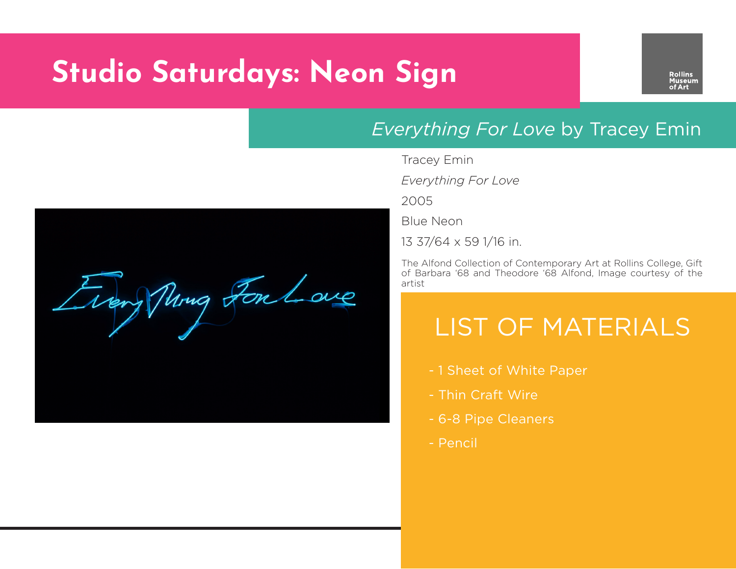# Studio Saturdays: Neon Sign

Rollins Museum of Art

## *Everything For Love* by Tracey Emin

Tracey Emin

*Everything For Love*

2005

Blue Neon

13 37/64 x 59 1/16 in.

The Alfond Collection of Contemporary Art at Rollins College, Gift of Barbara '68 and Theodore '68 Alfond, Image courtesy of the artist

## LIST OF MATERIALS

- 1 Sheet of White Paper
- Thin Craft Wire
- 6-8 Pipe Cleaners
- Pencil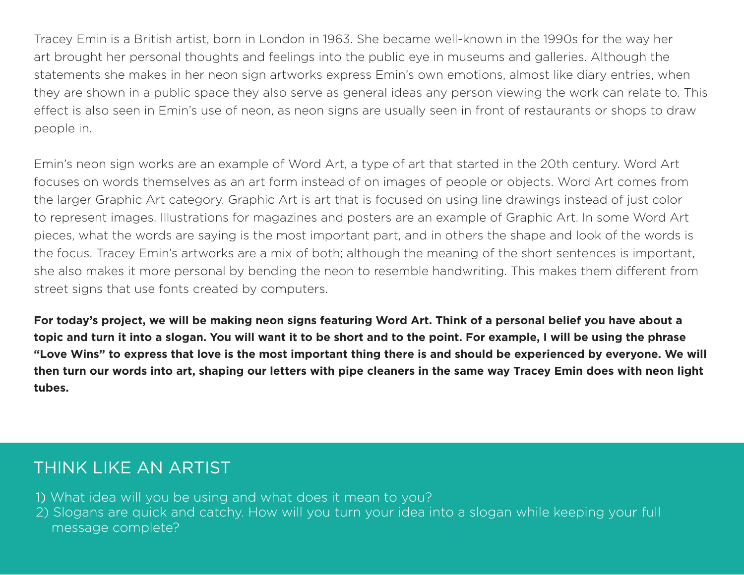Tracey Emin is a British artist, born in London in 1963. She became well-known in the 1990s for the way her art brought her personal thoughts and feelings into the public eye in museums and galleries. Although the statements she makes in her neon sign artworks express Emin's own emotions, almost like diary entries, when they are shown in a public space they also serve as general ideas any person viewing the work can relate to. This effect is also seen in Emin's use of neon, as neon signs are usually seen in front of restaurants or shops to draw people in.

Emin's neon sign works are an example of Word Art, a type of art that started in the 20th century. Word Art focuses on words themselves as an art form instead of on images of people or objects. Word Art comes from the larger Graphic Art category. Graphic Art is art that is focused on using line drawings instead of just color to represent images. Illustrations for magazines and posters are an example of Graphic Art. In some Word Art pieces, what the words are saying is the most important part, and in others the shape and look of the words is the focus. Tracey Emin's artworks are a mix of both; although the meaning of the short sentences is important, she also makes it more personal by bending the neon to resemble handwriting. This makes them different from street signs that use fonts created by computers.

**For today's project, we will be making neon signs featuring Word Art. Think of a personal belief you have about a topic and turn it into a slogan. You will want it to be short and to the point. For example, I will be using the phrase "Love Wins" to express that love is the most important thing there is and should be experienced by everyone. We will then turn our words into art, shaping our letters with pipe cleaners in the same way Tracey Emin does with neon light tubes.**

## THINK LIKE AN ARTIST

1) What idea will you be using and what does it mean to you?
2) Slogans are quick and catchy. How will you turn your idea into a slogan while keeping your full message complete?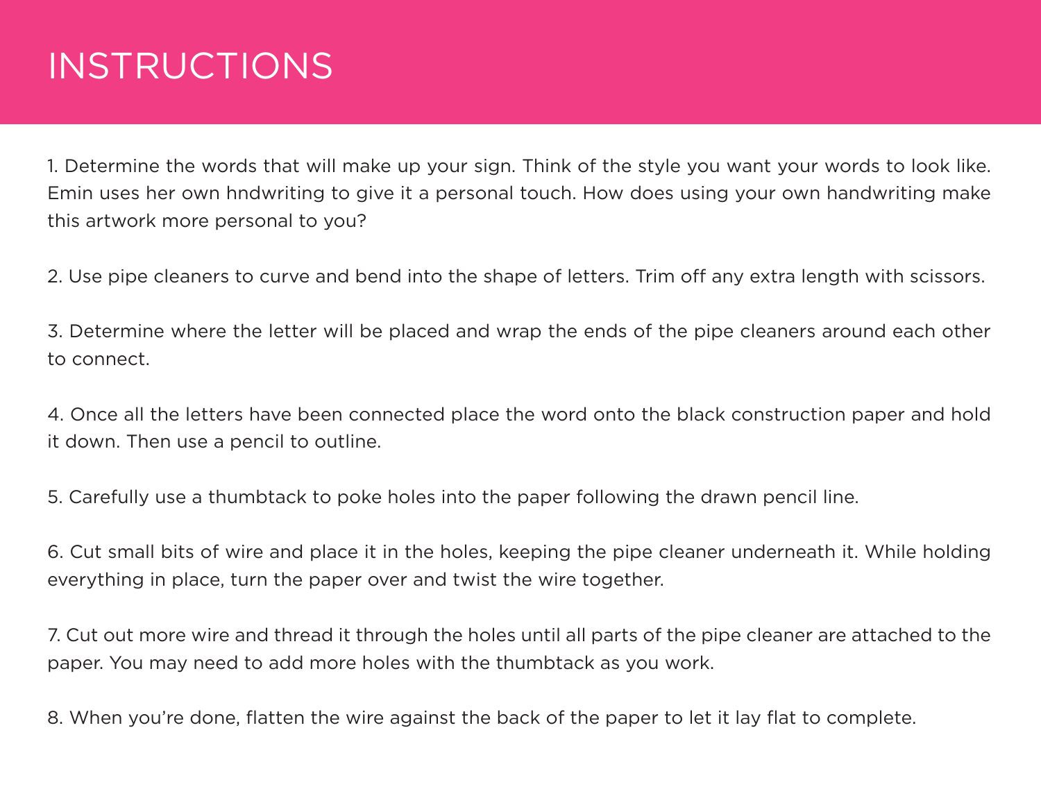# INSTRUCTIONS

1. Determine the words that will make up your sign. Think of the style you want your words to look like. Emin uses her own hndwriting to give it a personal touch. How does using your own handwriting make this artwork more personal to you?

2. Use pipe cleaners to curve and bend into the shape of letters. Trim off any extra length with scissors.

3. Determine where the letter will be placed and wrap the ends of the pipe cleaners around each other to connect.

4. Once all the letters have been connected place the word onto the black construction paper and hold it down. Then use a pencil to outline.

5. Carefully use a thumbtack to poke holes into the paper following the drawn pencil line.

6. Cut small bits of wire and place it in the holes, keeping the pipe cleaner underneath it. While holding everything in place, turn the paper over and twist the wire together.

7. Cut out more wire and thread it through the holes until all parts of the pipe cleaner are attached to the paper. You may need to add more holes with the thumbtack as you work.

8. When you're done, flatten the wire against the back of the paper to let it lay flat to complete.